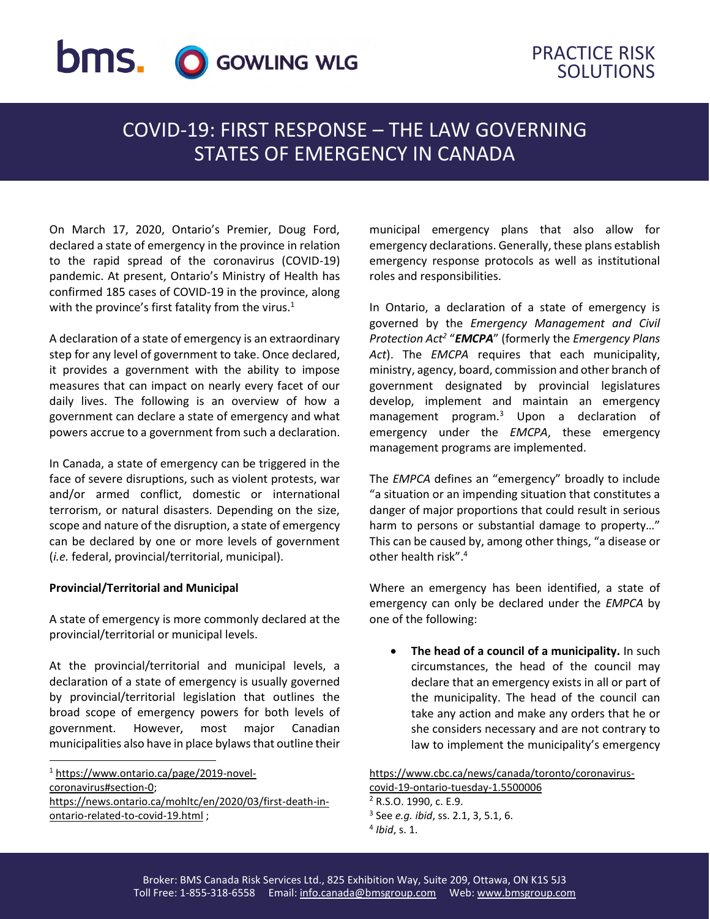# COVID-19: FIRST RESPONSE – THE LAW GOVERNING STATES OF EMERGENCY IN CANADA

On March 17, 2020, Ontario's Premier, Doug Ford, declared a state of emergency in the province in relation to the rapid spread of the coronavirus (COVID-19) pandemic. At present, Ontario's Ministry of Health has confirmed 185 cases of COVID-19 in the province, along with the province's first fatality from the virus.[1]

A declaration of a state of emergency is an extraordinary step for any level of government to take. Once declared, it provides a government with the ability to impose measures that can impact on nearly every facet of our daily lives. The following is an overview of how a government can declare a state of emergency and what powers accrue to a government from such a declaration.

In Canada, a state of emergency can be triggered in the face of severe disruptions, such as violent protests, war and/or armed conflict, domestic or international terrorism, or natural disasters. Depending on the size, scope and nature of the disruption, a state of emergency can be declared by one or more levels of government (*i.e.* federal, provincial/territorial, municipal).

**Provincial/Territorial and Municipal**

A state of emergency is more commonly declared at the provincial/territorial or municipal levels.

At the provincial/territorial and municipal levels, a declaration of a state of emergency is usually governed by provincial/territorial legislation that outlines the broad scope of emergency powers for both levels of government. However, most major Canadian municipalities also have in place bylaws that outline their municipal emergency plans that also allow for emergency declarations. Generally, these plans establish emergency response protocols as well as institutional roles and responsibilities.

In Ontario, a declaration of a state of emergency is governed by the *Emergency Management and Civil Protection Act*[2] "***EMCPA***" (formerly the *Emergency Plans Act*). The *EMCPA* requires that each municipality, ministry, agency, board, commission and other branch of government designated by provincial legislatures develop, implement and maintain an emergency management program.[3] Upon a declaration of emergency under the *EMCPA*, these emergency management programs are implemented.

The *EMPCA* defines an "emergency" broadly to include "a situation or an impending situation that constitutes a danger of major proportions that could result in serious harm to persons or substantial damage to property…" This can be caused by, among other things, "a disease or other health risk".[4]

Where an emergency has been identified, a state of emergency can only be declared under the *EMPCA* by one of the following:

- **The head of a council of a municipality.** In such circumstances, the head of the council may declare that an emergency exists in all or part of the municipality. The head of the council can take any action and make any orders that he or she considers necessary and are not contrary to law to implement the municipality's emergency

---

[1] https://www.ontario.ca/page/2019-novel-coronavirus#section-0; https://news.ontario.ca/mohltc/en/2020/03/first-death-in-ontario-related-to-covid-19.html ; https://www.cbc.ca/news/canada/toronto/coronavirus-covid-19-ontario-tuesday-1.5500006

[2] R.S.O. 1990, c. E.9.

[3] See *e.g. ibid*, ss. 2.1, 3, 5.1, 6.

[4] *Ibid*, s. 1.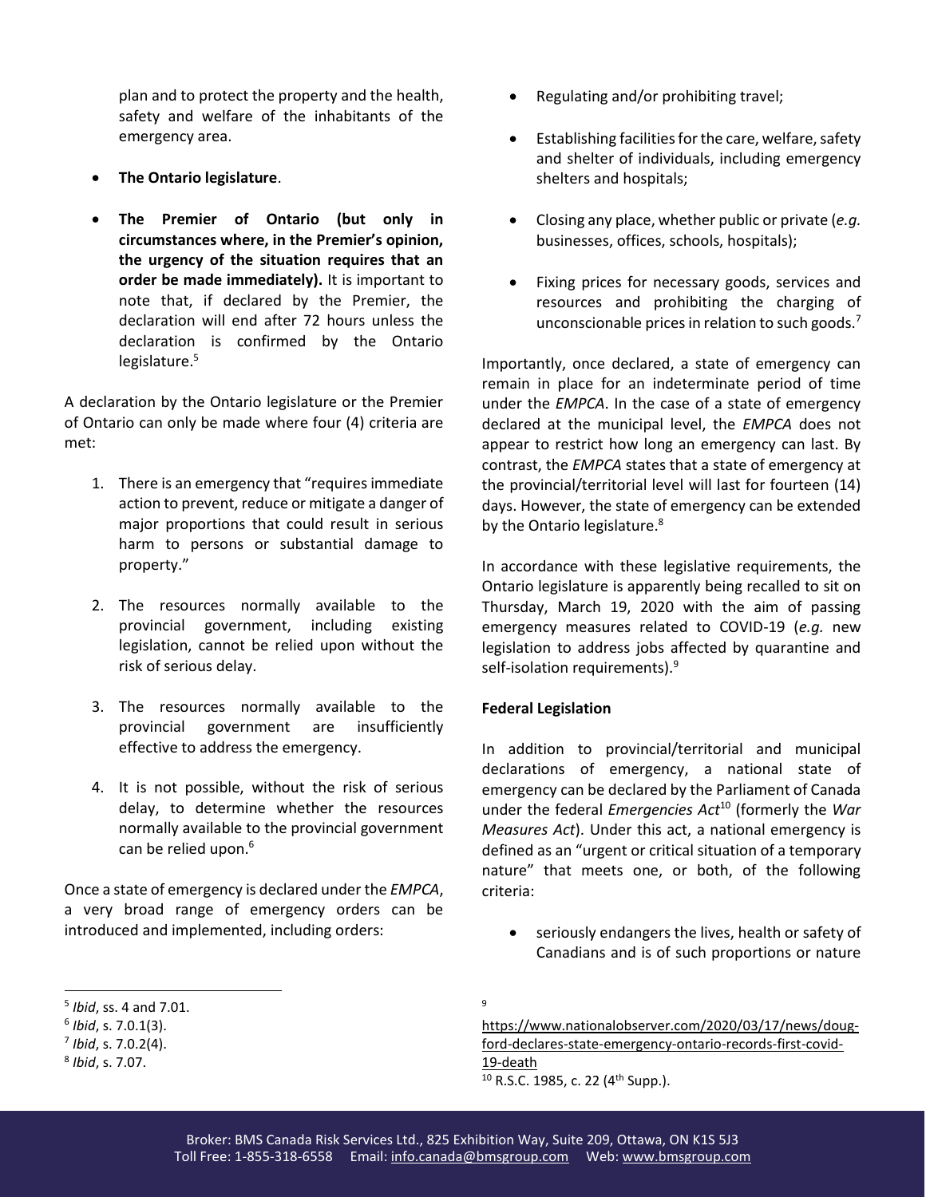plan and to protect the property and the health, safety and welfare of the inhabitants of the emergency area.

- **The Ontario legislature**.
- **The Premier of Ontario (but only in circumstances where, in the Premier's opinion, the urgency of the situation requires that an order be made immediately).** It is important to note that, if declared by the Premier, the declaration will end after 72 hours unless the declaration is confirmed by the Ontario legislature.[5]

A declaration by the Ontario legislature or the Premier of Ontario can only be made where four (4) criteria are met:

1. There is an emergency that "requires immediate action to prevent, reduce or mitigate a danger of major proportions that could result in serious harm to persons or substantial damage to property."
2. The resources normally available to the provincial government, including existing legislation, cannot be relied upon without the risk of serious delay.
3. The resources normally available to the provincial government are insufficiently effective to address the emergency.
4. It is not possible, without the risk of serious delay, to determine whether the resources normally available to the provincial government can be relied upon.[6]

Once a state of emergency is declared under the *EMPCA*, a very broad range of emergency orders can be introduced and implemented, including orders:

- Regulating and/or prohibiting travel;
- Establishing facilities for the care, welfare, safety and shelter of individuals, including emergency shelters and hospitals;
- Closing any place, whether public or private (*e.g.* businesses, offices, schools, hospitals);
- Fixing prices for necessary goods, services and resources and prohibiting the charging of unconscionable prices in relation to such goods.[7]

Importantly, once declared, a state of emergency can remain in place for an indeterminate period of time under the *EMPCA*. In the case of a state of emergency declared at the municipal level, the *EMPCA* does not appear to restrict how long an emergency can last. By contrast, the *EMPCA* states that a state of emergency at the provincial/territorial level will last for fourteen (14) days. However, the state of emergency can be extended by the Ontario legislature.[8]

In accordance with these legislative requirements, the Ontario legislature is apparently being recalled to sit on Thursday, March 19, 2020 with the aim of passing emergency measures related to COVID-19 (*e.g.* new legislation to address jobs affected by quarantine and self-isolation requirements).[9]

**Federal Legislation**

In addition to provincial/territorial and municipal declarations of emergency, a national state of emergency can be declared by the Parliament of Canada under the federal *Emergencies Act*[10] (formerly the *War Measures Act*). Under this act, a national emergency is defined as an "urgent or critical situation of a temporary nature" that meets one, or both, of the following criteria:

- seriously endangers the lives, health or safety of Canadians and is of such proportions or nature

---

[5] *Ibid*, ss. 4 and 7.01.

[6] *Ibid*, s. 7.0.1(3).

[7] *Ibid*, s. 7.0.2(4).

[8] *Ibid*, s. 7.07.

[9] https://www.nationalobserver.com/2020/03/17/news/doug-ford-declares-state-emergency-ontario-records-first-covid-19-death

[10] R.S.C. 1985, c. 22 (4th Supp.).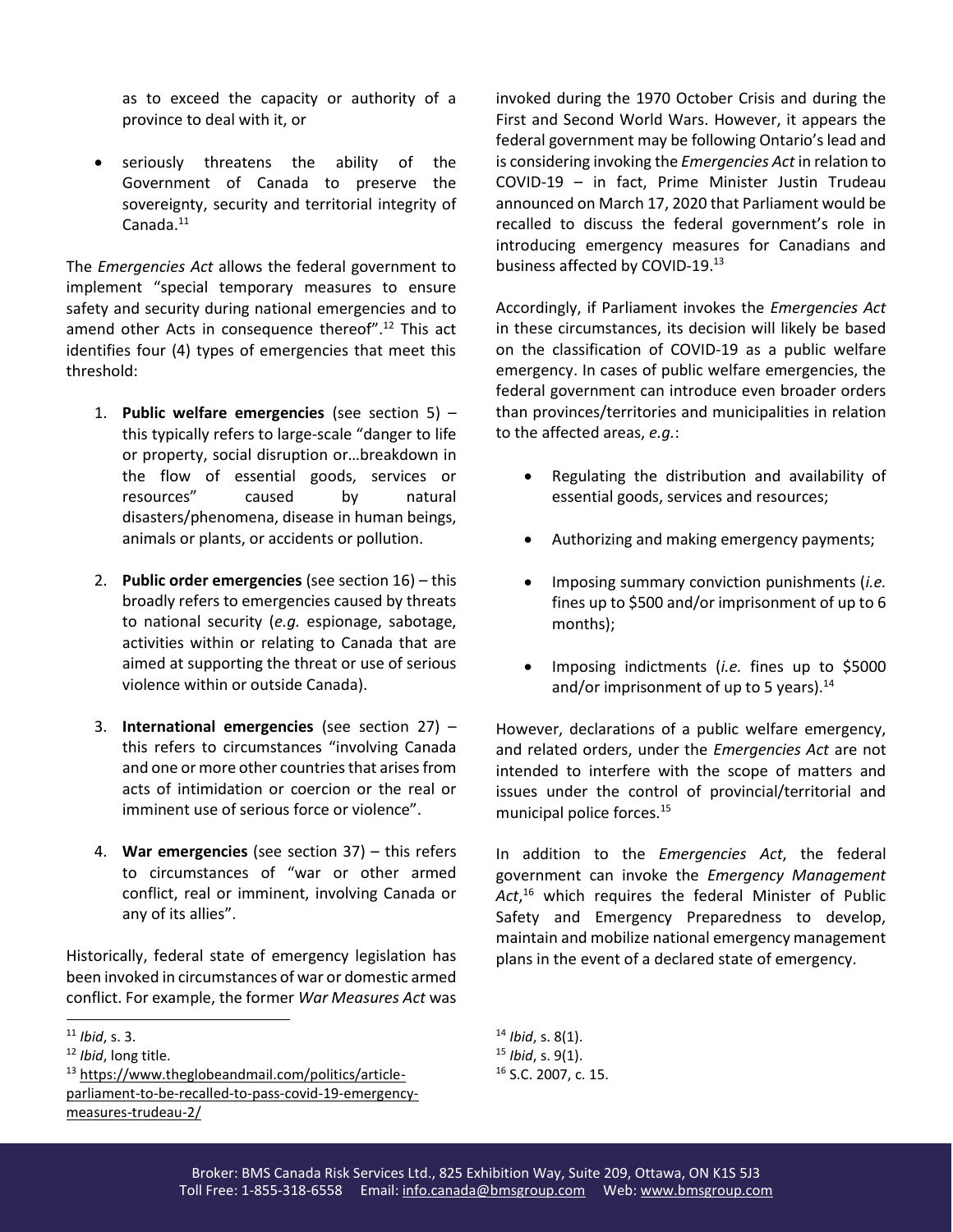as to exceed the capacity or authority of a province to deal with it, or

- seriously threatens the ability of the Government of Canada to preserve the sovereignty, security and territorial integrity of Canada.[11]

The *Emergencies Act* allows the federal government to implement "special temporary measures to ensure safety and security during national emergencies and to amend other Acts in consequence thereof".[12] This act identifies four (4) types of emergencies that meet this threshold:

1. **Public welfare emergencies** (see section 5) – this typically refers to large-scale "danger to life or property, social disruption or…breakdown in the flow of essential goods, services or resources" caused by natural disasters/phenomena, disease in human beings, animals or plants, or accidents or pollution.

2. **Public order emergencies** (see section 16) – this broadly refers to emergencies caused by threats to national security (*e.g.* espionage, sabotage, activities within or relating to Canada that are aimed at supporting the threat or use of serious violence within or outside Canada).

3. **International emergencies** (see section 27) – this refers to circumstances "involving Canada and one or more other countries that arises from acts of intimidation or coercion or the real or imminent use of serious force or violence".

4. **War emergencies** (see section 37) – this refers to circumstances of "war or other armed conflict, real or imminent, involving Canada or any of its allies".

Historically, federal state of emergency legislation has been invoked in circumstances of war or domestic armed conflict. For example, the former *War Measures Act* was invoked during the 1970 October Crisis and during the First and Second World Wars. However, it appears the federal government may be following Ontario's lead and is considering invoking the *Emergencies Act* in relation to COVID-19 – in fact, Prime Minister Justin Trudeau announced on March 17, 2020 that Parliament would be recalled to discuss the federal government's role in introducing emergency measures for Canadians and business affected by COVID-19.[13]

Accordingly, if Parliament invokes the *Emergencies Act* in these circumstances, its decision will likely be based on the classification of COVID-19 as a public welfare emergency. In cases of public welfare emergencies, the federal government can introduce even broader orders than provinces/territories and municipalities in relation to the affected areas, *e.g.*:

- Regulating the distribution and availability of essential goods, services and resources;
- Authorizing and making emergency payments;
- Imposing summary conviction punishments (*i.e.* fines up to $500 and/or imprisonment of up to 6 months);
- Imposing indictments (*i.e.* fines up to $5000 and/or imprisonment of up to 5 years).[14]

However, declarations of a public welfare emergency, and related orders, under the *Emergencies Act* are not intended to interfere with the scope of matters and issues under the control of provincial/territorial and municipal police forces.[15]

In addition to the *Emergencies Act*, the federal government can invoke the *Emergency Management Act*,[16] which requires the federal Minister of Public Safety and Emergency Preparedness to develop, maintain and mobilize national emergency management plans in the event of a declared state of emergency.

---

[11] *Ibid*, s. 3.
[12] *Ibid*, long title.
[13] https://www.theglobeandmail.com/politics/article-parliament-to-be-recalled-to-pass-covid-19-emergency-measures-trudeau-2/
[14] *Ibid*, s. 8(1).
[15] *Ibid*, s. 9(1).
[16] S.C. 2007, c. 15.

Broker: BMS Canada Risk Services Ltd., 825 Exhibition Way, Suite 209, Ottawa, ON K1S 5J3
Toll Free: 1-855-318-6558 Email: info.canada@bmsgroup.com Web: www.bmsgroup.com